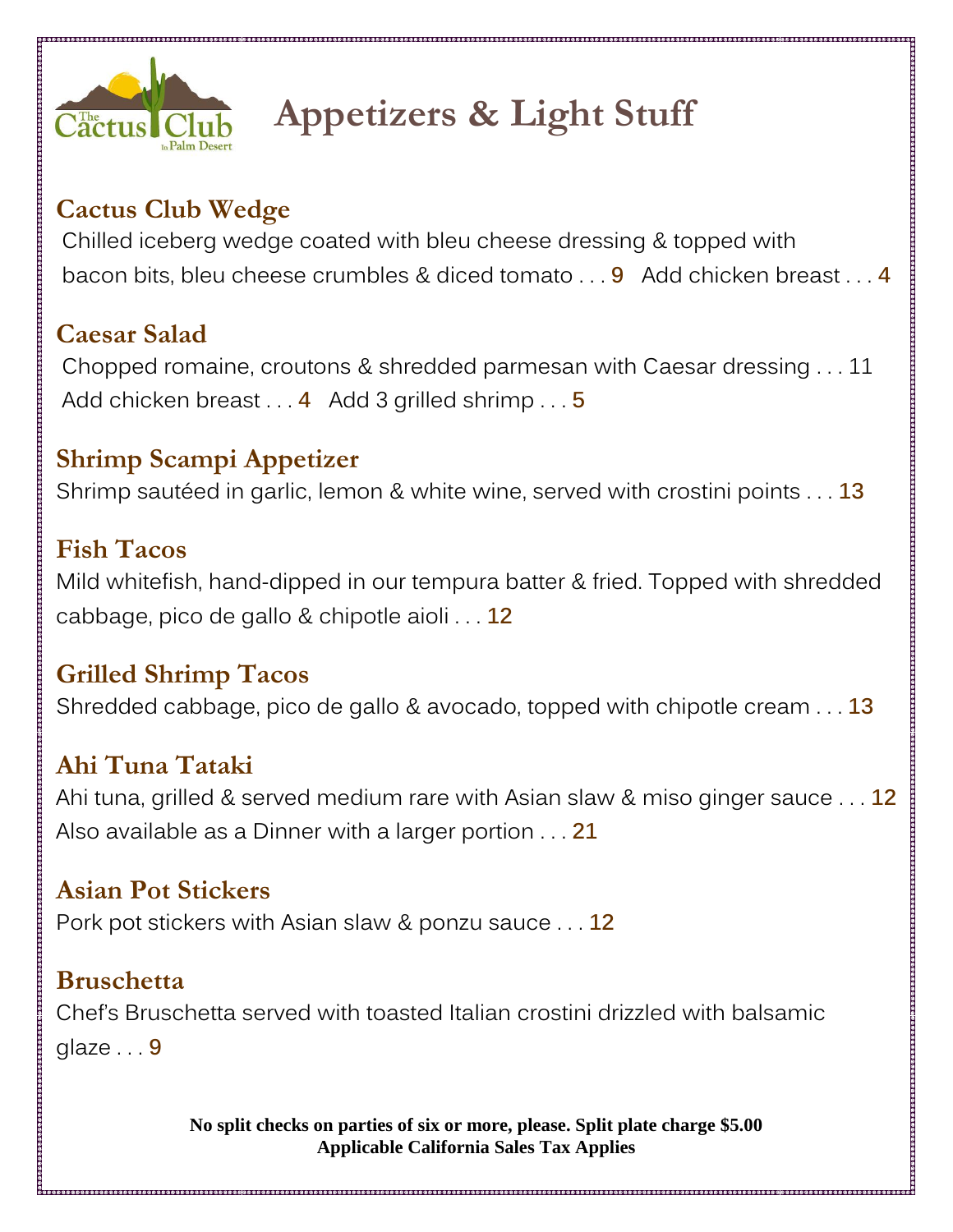The Cactus Club in Palm Desert

# Appetizers & Light Stuff

## Cactus Club Wedge

Chilled iceberg wedge coated with bleu cheese dressing & topped with bacon bits, bleu cheese crumbles & diced tomato . . . 9 Add chicken breast . . . 4

## Caesar Salad

Chopped romaine, croutons & shredded parmesan with Caesar dressing . . . 11
Add chicken breast . . . 4 Add 3 grilled shrimp . . . 5

## Shrimp Scampi Appetizer

Shrimp sautéed in garlic, lemon & white wine, served with crostini points . . . 13

## Fish Tacos

Mild whitefish, hand-dipped in our tempura batter & fried. Topped with shredded cabbage, pico de gallo & chipotle aioli . . . 12

## Grilled Shrimp Tacos

Shredded cabbage, pico de gallo & avocado, topped with chipotle cream . . . 13

## Ahi Tuna Tataki

Ahi tuna, grilled & served medium rare with Asian slaw & miso ginger sauce . . . 12
Also available as a Dinner with a larger portion . . . 21

## Asian Pot Stickers

Pork pot stickers with Asian slaw & ponzu sauce . . . 12

## Bruschetta

Chef's Bruschetta served with toasted Italian crostini drizzled with balsamic glaze . . . 9

**No split checks on parties of six or more, please. Split plate charge $5.00**
**Applicable California Sales Tax Applies**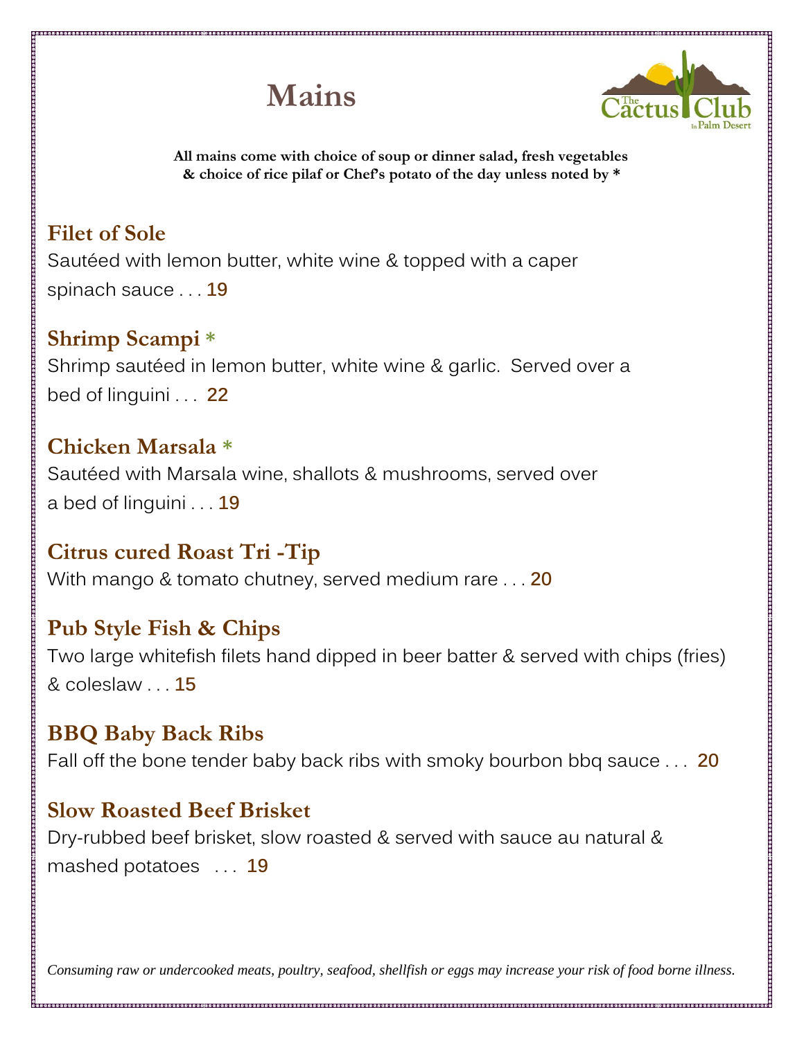# Mains

The Cactus Club in Palm Desert

**All mains come with choice of soup or dinner salad, fresh vegetables & choice of rice pilaf or Chef's potato of the day unless noted by ***

## Filet of Sole

Sautéed with lemon butter, white wine & topped with a caper spinach sauce . . . 19

## Shrimp Scampi *

Shrimp sautéed in lemon butter, white wine & garlic. Served over a bed of linguini . . . 22

## Chicken Marsala *

Sautéed with Marsala wine, shallots & mushrooms, served over a bed of linguini . . . 19

## Citrus cured Roast Tri -Tip

With mango & tomato chutney, served medium rare . . . 20

## Pub Style Fish & Chips

Two large whitefish filets hand dipped in beer batter & served with chips (fries) & coleslaw . . . 15

## BBQ Baby Back Ribs

Fall off the bone tender baby back ribs with smoky bourbon bbq sauce . . . 20

## Slow Roasted Beef Brisket

Dry-rubbed beef brisket, slow roasted & served with sauce au natural & mashed potatoes . . . 19

*Consuming raw or undercooked meats, poultry, seafood, shellfish or eggs may increase your risk of food borne illness.*